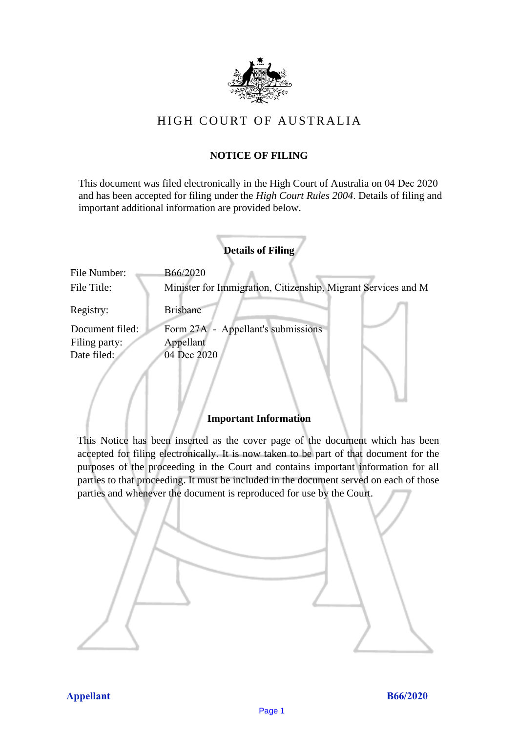# HIGH COURT OF AUSTRALIA

## NOTICE OF FILING

This document was filed electronically in the High Court of Australia on 04 Dec 2020 and has been accepted for filing under the *High Court Rules 2004*. Details of filing and important additional information are provided below.

### Details of Filing

| | |
|---|---|
| File Number: | B66/2020 |
| File Title: | Minister for Immigration, Citizenship, Migrant Services and M |
| Registry: | Brisbane |
| Document filed: | Form 27A - Appellant's submissions |
| Filing party: | Appellant |
| Date filed: | 04 Dec 2020 |

### Important Information

This Notice has been inserted as the cover page of the document which has been accepted for filing electronically. It is now taken to be part of that document for the purposes of the proceeding in the Court and contains important information for all parties to that proceeding. It must be included in the document served on each of those parties and whenever the document is reproduced for use by the Court.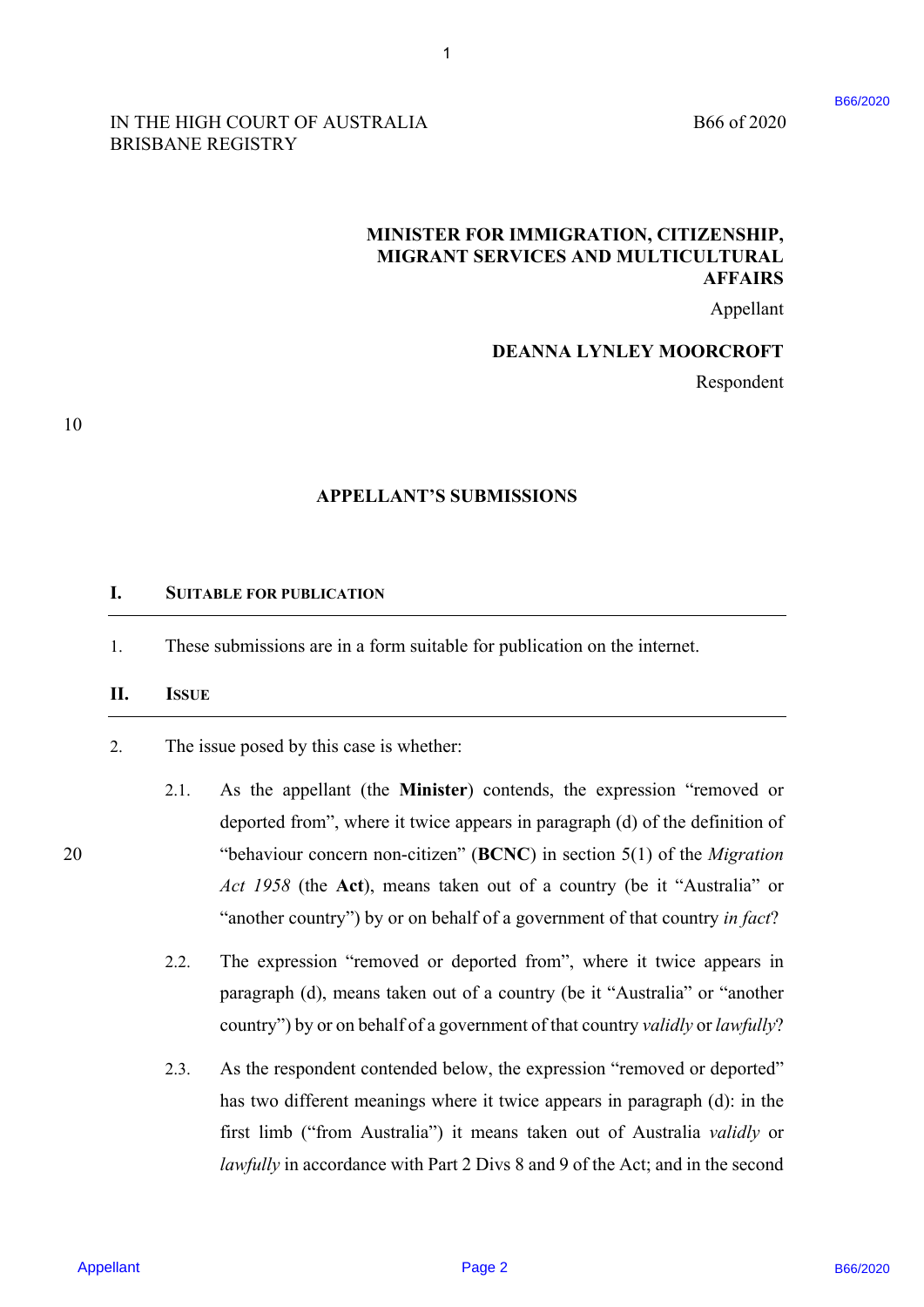IN THE HIGH COURT OF AUSTRALIA
BRISBANE REGISTRY

B66 of 2020

**MINISTER FOR IMMIGRATION, CITIZENSHIP, MIGRANT SERVICES AND MULTICULTURAL AFFAIRS**

Appellant

**DEANNA LYNLEY MOORCROFT**

Respondent

## APPELLANT'S SUBMISSIONS

### I. SUITABLE FOR PUBLICATION

1. These submissions are in a form suitable for publication on the internet.

### II. ISSUE

2. The issue posed by this case is whether:

    2.1. As the appellant (the **Minister**) contends, the expression "removed or deported from", where it twice appears in paragraph (d) of the definition of "behaviour concern non-citizen" (**BCNC**) in section 5(1) of the *Migration Act 1958* (the **Act**), means taken out of a country (be it "Australia" or "another country") by or on behalf of a government of that country *in fact*?

    2.2. The expression "removed or deported from", where it twice appears in paragraph (d), means taken out of a country (be it "Australia" or "another country") by or on behalf of a government of that country *validly* or *lawfully*?

    2.3. As the respondent contended below, the expression "removed or deported" has two different meanings where it twice appears in paragraph (d): in the first limb ("from Australia") it means taken out of Australia *validly* or *lawfully* in accordance with Part 2 Divs 8 and 9 of the Act; and in the second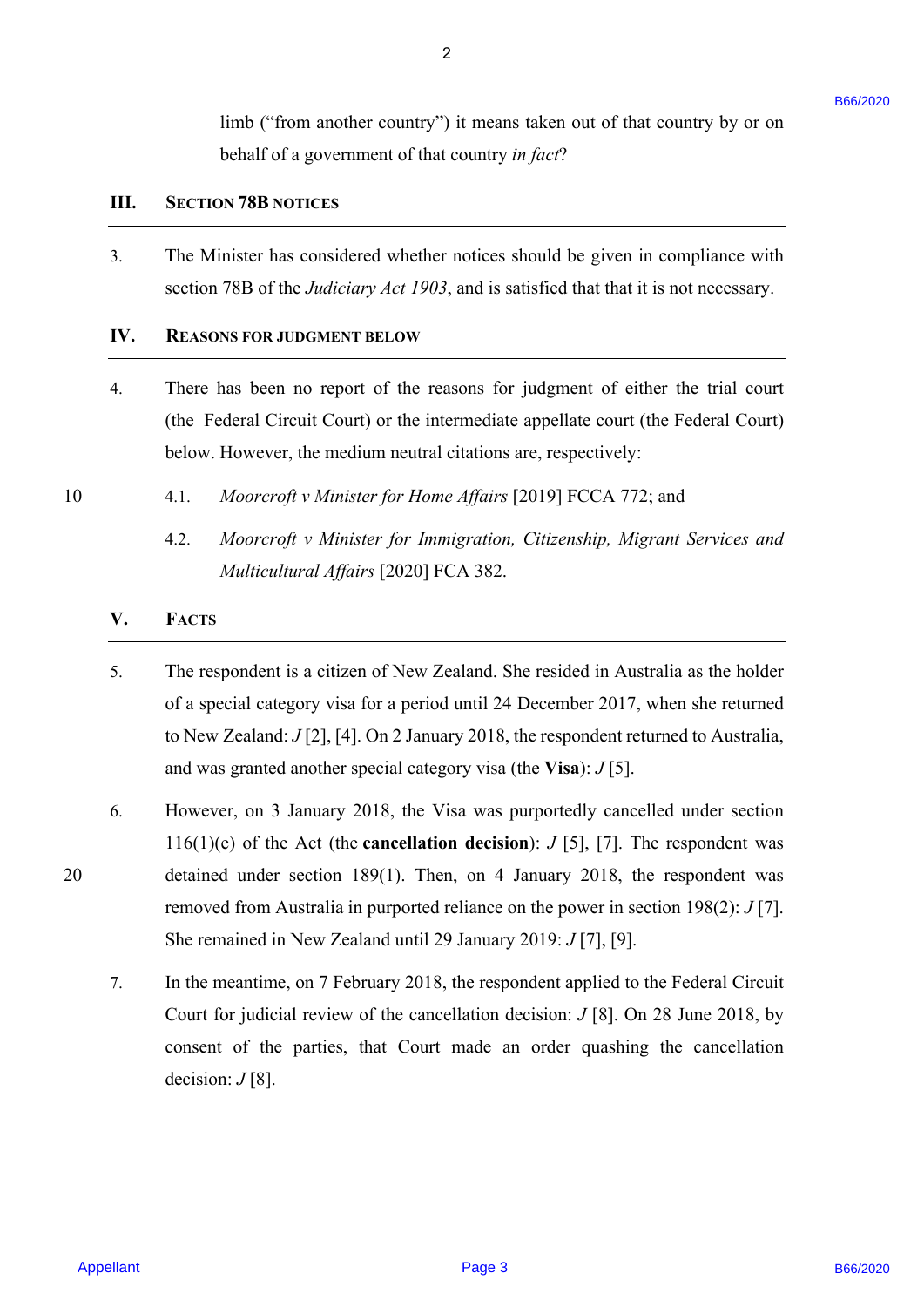limb ("from another country") it means taken out of that country by or on behalf of a government of that country *in fact*?

## III. SECTION 78B NOTICES

3. The Minister has considered whether notices should be given in compliance with section 78B of the *Judiciary Act 1903*, and is satisfied that that it is not necessary.

## IV. REASONS FOR JUDGMENT BELOW

4. There has been no report of the reasons for judgment of either the trial court (the Federal Circuit Court) or the intermediate appellate court (the Federal Court) below. However, the medium neutral citations are, respectively:

   4.1. *Moorcroft v Minister for Home Affairs* [2019] FCCA 772; and

   4.2. *Moorcroft v Minister for Immigration, Citizenship, Migrant Services and Multicultural Affairs* [2020] FCA 382.

## V. FACTS

5. The respondent is a citizen of New Zealand. She resided in Australia as the holder of a special category visa for a period until 24 December 2017, when she returned to New Zealand: *J* [2], [4]. On 2 January 2018, the respondent returned to Australia, and was granted another special category visa (the **Visa**): *J* [5].

6. However, on 3 January 2018, the Visa was purportedly cancelled under section 116(1)(e) of the Act (the **cancellation decision**): *J* [5], [7]. The respondent was detained under section 189(1). Then, on 4 January 2018, the respondent was removed from Australia in purported reliance on the power in section 198(2): *J* [7]. She remained in New Zealand until 29 January 2019: *J* [7], [9].

7. In the meantime, on 7 February 2018, the respondent applied to the Federal Circuit Court for judicial review of the cancellation decision: *J* [8]. On 28 June 2018, by consent of the parties, that Court made an order quashing the cancellation decision: *J* [8].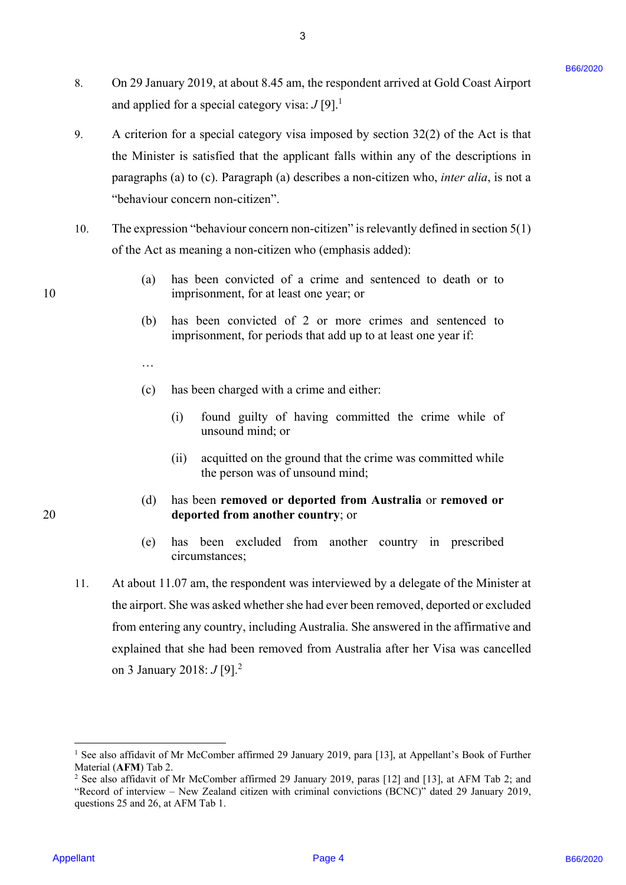8. On 29 January 2019, at about 8.45 am, the respondent arrived at Gold Coast Airport and applied for a special category visa: *J* [9].[1]

9. A criterion for a special category visa imposed by section 32(2) of the Act is that the Minister is satisfied that the applicant falls within any of the descriptions in paragraphs (a) to (c). Paragraph (a) describes a non-citizen who, *inter alia*, is not a "behaviour concern non-citizen".

10. The expression "behaviour concern non-citizen" is relevantly defined in section 5(1) of the Act as meaning a non-citizen who (emphasis added):

    (a) has been convicted of a crime and sentenced to death or to imprisonment, for at least one year; or

    (b) has been convicted of 2 or more crimes and sentenced to imprisonment, for periods that add up to at least one year if:

    …

    (c) has been charged with a crime and either:

    (i) found guilty of having committed the crime while of unsound mind; or

    (ii) acquitted on the ground that the crime was committed while the person was of unsound mind;

    (d) has been **removed or deported from Australia** or **removed or deported from another country**; or

    (e) has been excluded from another country in prescribed circumstances;

11. At about 11.07 am, the respondent was interviewed by a delegate of the Minister at the airport. She was asked whether she had ever been removed, deported or excluded from entering any country, including Australia. She answered in the affirmative and explained that she had been removed from Australia after her Visa was cancelled on 3 January 2018: *J* [9].[2]

---

[1] See also affidavit of Mr McComber affirmed 29 January 2019, para [13], at Appellant's Book of Further Material (**AFM**) Tab 2.

[2] See also affidavit of Mr McComber affirmed 29 January 2019, paras [12] and [13], at AFM Tab 2; and "Record of interview – New Zealand citizen with criminal convictions (BCNC)" dated 29 January 2019, questions 25 and 26, at AFM Tab 1.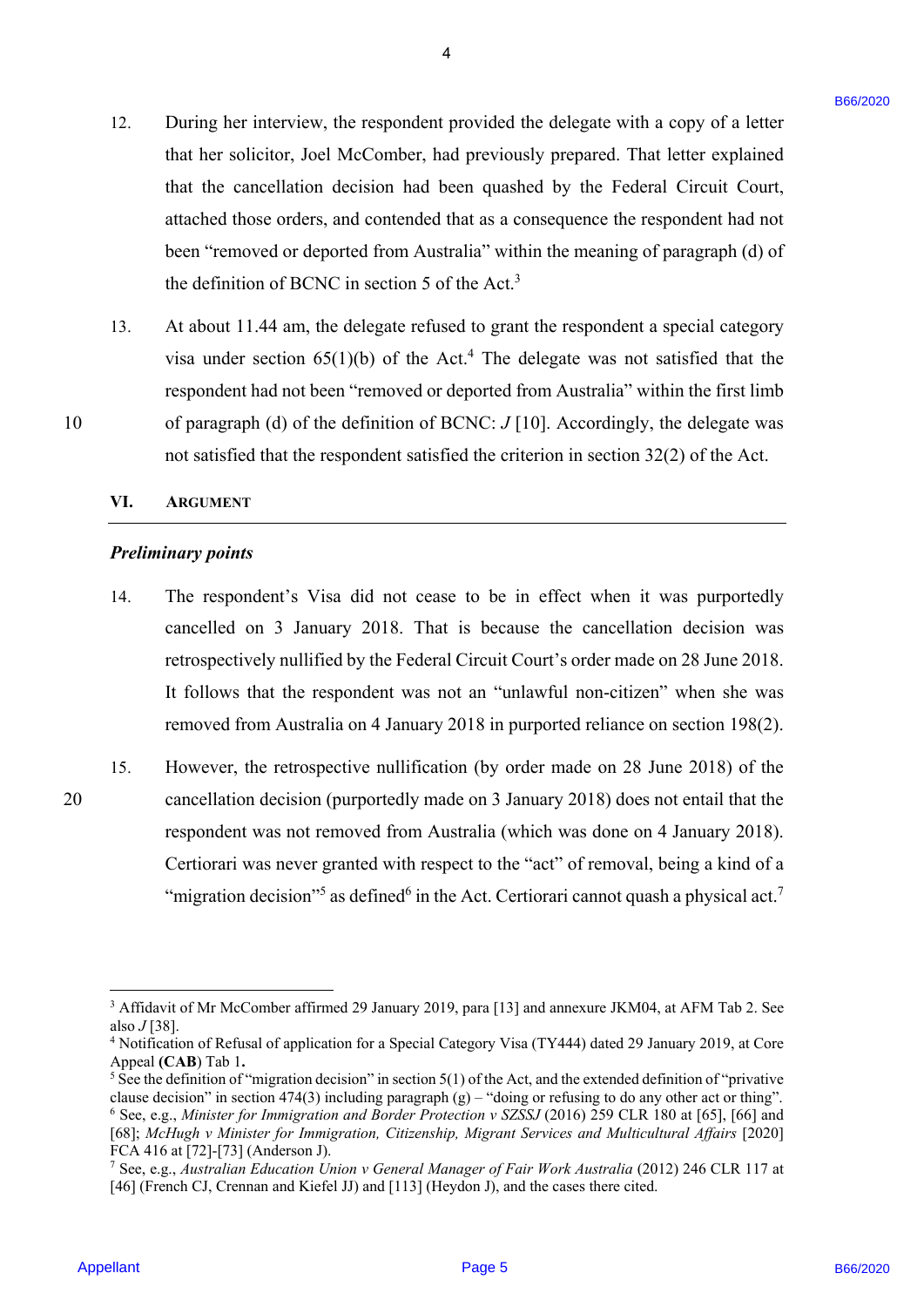12. During her interview, the respondent provided the delegate with a copy of a letter that her solicitor, Joel McComber, had previously prepared. That letter explained that the cancellation decision had been quashed by the Federal Circuit Court, attached those orders, and contended that as a consequence the respondent had not been "removed or deported from Australia" within the meaning of paragraph (d) of the definition of BCNC in section 5 of the Act.[3]

13. At about 11.44 am, the delegate refused to grant the respondent a special category visa under section 65(1)(b) of the Act.[4] The delegate was not satisfied that the respondent had not been "removed or deported from Australia" within the first limb of paragraph (d) of the definition of BCNC: *J* [10]. Accordingly, the delegate was not satisfied that the respondent satisfied the criterion in section 32(2) of the Act.

## VI. ARGUMENT

### *Preliminary points*

14. The respondent's Visa did not cease to be in effect when it was purportedly cancelled on 3 January 2018. That is because the cancellation decision was retrospectively nullified by the Federal Circuit Court's order made on 28 June 2018. It follows that the respondent was not an "unlawful non-citizen" when she was removed from Australia on 4 January 2018 in purported reliance on section 198(2).

15. However, the retrospective nullification (by order made on 28 June 2018) of the cancellation decision (purportedly made on 3 January 2018) does not entail that the respondent was not removed from Australia (which was done on 4 January 2018). Certiorari was never granted with respect to the "act" of removal, being a kind of a "migration decision"[5] as defined[6] in the Act. Certiorari cannot quash a physical act.[7]

---

[3] Affidavit of Mr McComber affirmed 29 January 2019, para [13] and annexure JKM04, at AFM Tab 2. See also *J* [38].

[4] Notification of Refusal of application for a Special Category Visa (TY444) dated 29 January 2019, at Core Appeal **(CAB)** Tab 1**.**

[5] See the definition of "migration decision" in section 5(1) of the Act, and the extended definition of "privative clause decision" in section 474(3) including paragraph (g) – "doing or refusing to do any other act or thing".

[6] See, e.g., *Minister for Immigration and Border Protection v SZSSJ* (2016) 259 CLR 180 at [65], [66] and [68]; *McHugh v Minister for Immigration, Citizenship, Migrant Services and Multicultural Affairs* [2020] FCA 416 at [72]-[73] (Anderson J).

[7] See, e.g., *Australian Education Union v General Manager of Fair Work Australia* (2012) 246 CLR 117 at [46] (French CJ, Crennan and Kiefel JJ) and [113] (Heydon J), and the cases there cited.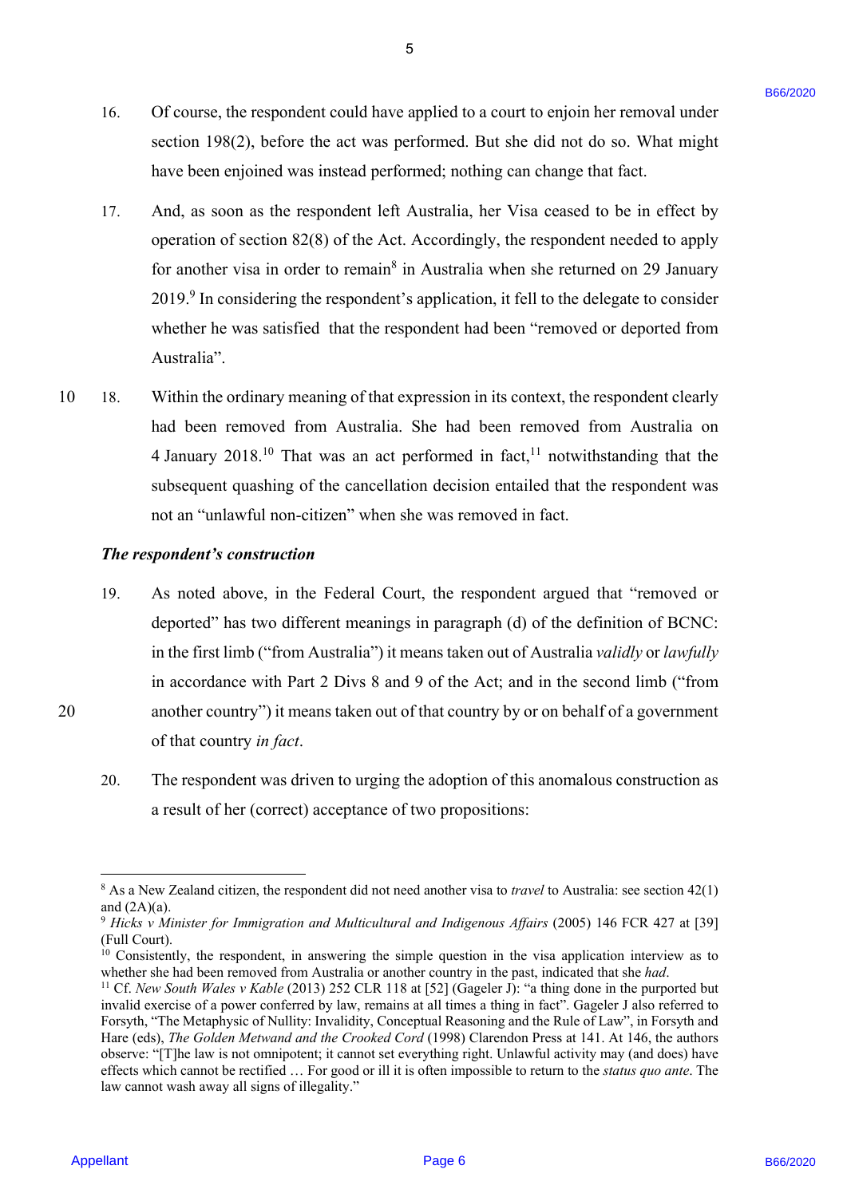16. Of course, the respondent could have applied to a court to enjoin her removal under section 198(2), before the act was performed. But she did not do so. What might have been enjoined was instead performed; nothing can change that fact.

17. And, as soon as the respondent left Australia, her Visa ceased to be in effect by operation of section 82(8) of the Act. Accordingly, the respondent needed to apply for another visa in order to remain[8] in Australia when she returned on 29 January 2019.[9] In considering the respondent's application, it fell to the delegate to consider whether he was satisfied that the respondent had been "removed or deported from Australia".

18. Within the ordinary meaning of that expression in its context, the respondent clearly had been removed from Australia. She had been removed from Australia on 4 January 2018.[10] That was an act performed in fact,[11] notwithstanding that the subsequent quashing of the cancellation decision entailed that the respondent was not an "unlawful non-citizen" when she was removed in fact.

***The respondent's construction***

19. As noted above, in the Federal Court, the respondent argued that "removed or deported" has two different meanings in paragraph (d) of the definition of BCNC: in the first limb ("from Australia") it means taken out of Australia *validly* or *lawfully* in accordance with Part 2 Divs 8 and 9 of the Act; and in the second limb ("from another country") it means taken out of that country by or on behalf of a government of that country *in fact*.

20. The respondent was driven to urging the adoption of this anomalous construction as a result of her (correct) acceptance of two propositions:

---

[8] As a New Zealand citizen, the respondent did not need another visa to *travel* to Australia: see section 42(1) and (2A)(a).

[9] *Hicks v Minister for Immigration and Multicultural and Indigenous Affairs* (2005) 146 FCR 427 at [39] (Full Court).

[10] Consistently, the respondent, in answering the simple question in the visa application interview as to whether she had been removed from Australia or another country in the past, indicated that she *had*.

[11] Cf. *New South Wales v Kable* (2013) 252 CLR 118 at [52] (Gageler J): "a thing done in the purported but invalid exercise of a power conferred by law, remains at all times a thing in fact". Gageler J also referred to Forsyth, "The Metaphysic of Nullity: Invalidity, Conceptual Reasoning and the Rule of Law", in Forsyth and Hare (eds), *The Golden Metwand and the Crooked Cord* (1998) Clarendon Press at 141. At 146, the authors observe: "[T]he law is not omnipotent; it cannot set everything right. Unlawful activity may (and does) have effects which cannot be rectified … For good or ill it is often impossible to return to the *status quo ante*. The law cannot wash away all signs of illegality."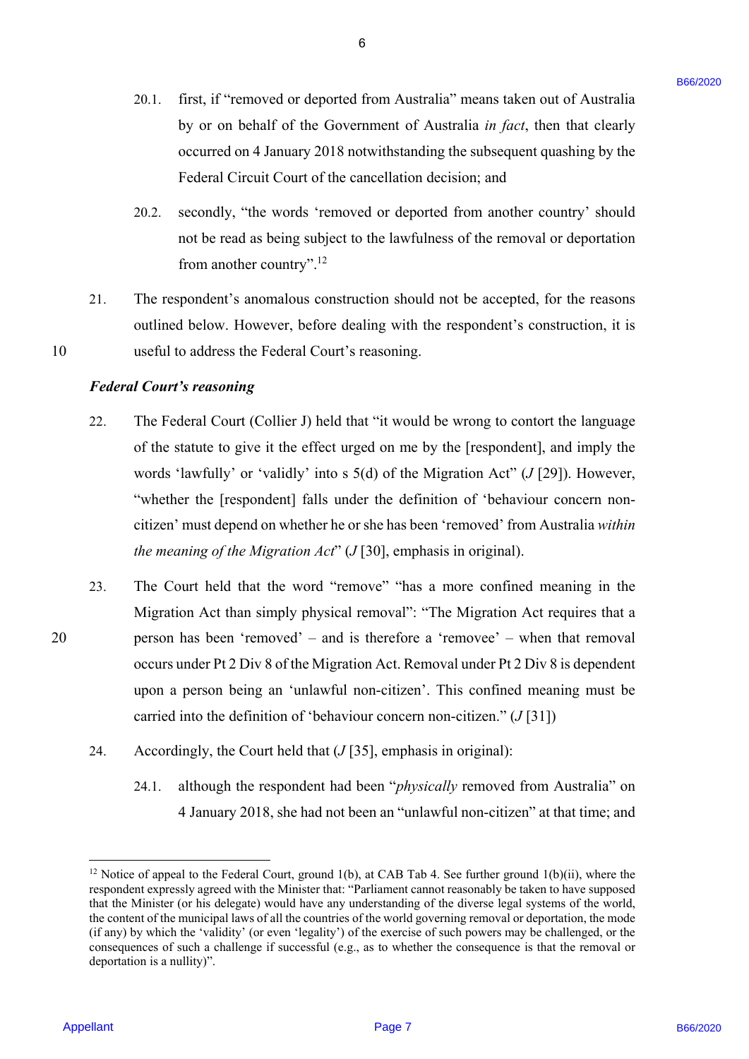20.1. first, if "removed or deported from Australia" means taken out of Australia by or on behalf of the Government of Australia *in fact*, then that clearly occurred on 4 January 2018 notwithstanding the subsequent quashing by the Federal Circuit Court of the cancellation decision; and

20.2. secondly, "the words 'removed or deported from another country' should not be read as being subject to the lawfulness of the removal or deportation from another country".[12]

21. The respondent's anomalous construction should not be accepted, for the reasons outlined below. However, before dealing with the respondent's construction, it is useful to address the Federal Court's reasoning.

***Federal Court's reasoning***

22. The Federal Court (Collier J) held that "it would be wrong to contort the language of the statute to give it the effect urged on me by the [respondent], and imply the words 'lawfully' or 'validly' into s 5(d) of the Migration Act" (*J* [29]). However, "whether the [respondent] falls under the definition of 'behaviour concern non-citizen' must depend on whether he or she has been 'removed' from Australia *within the meaning of the Migration Act*" (*J* [30], emphasis in original).

23. The Court held that the word "remove" "has a more confined meaning in the Migration Act than simply physical removal": "The Migration Act requires that a person has been 'removed' – and is therefore a 'removee' – when that removal occurs under Pt 2 Div 8 of the Migration Act. Removal under Pt 2 Div 8 is dependent upon a person being an 'unlawful non-citizen'. This confined meaning must be carried into the definition of 'behaviour concern non-citizen." (*J* [31])

24. Accordingly, the Court held that (*J* [35], emphasis in original):

24.1. although the respondent had been "*physically* removed from Australia" on 4 January 2018, she had not been an "unlawful non-citizen" at that time; and

---

[12] Notice of appeal to the Federal Court, ground 1(b), at CAB Tab 4. See further ground 1(b)(ii), where the respondent expressly agreed with the Minister that: "Parliament cannot reasonably be taken to have supposed that the Minister (or his delegate) would have any understanding of the diverse legal systems of the world, the content of the municipal laws of all the countries of the world governing removal or deportation, the mode (if any) by which the 'validity' (or even 'legality') of the exercise of such powers may be challenged, or the consequences of such a challenge if successful (e.g., as to whether the consequence is that the removal or deportation is a nullity)".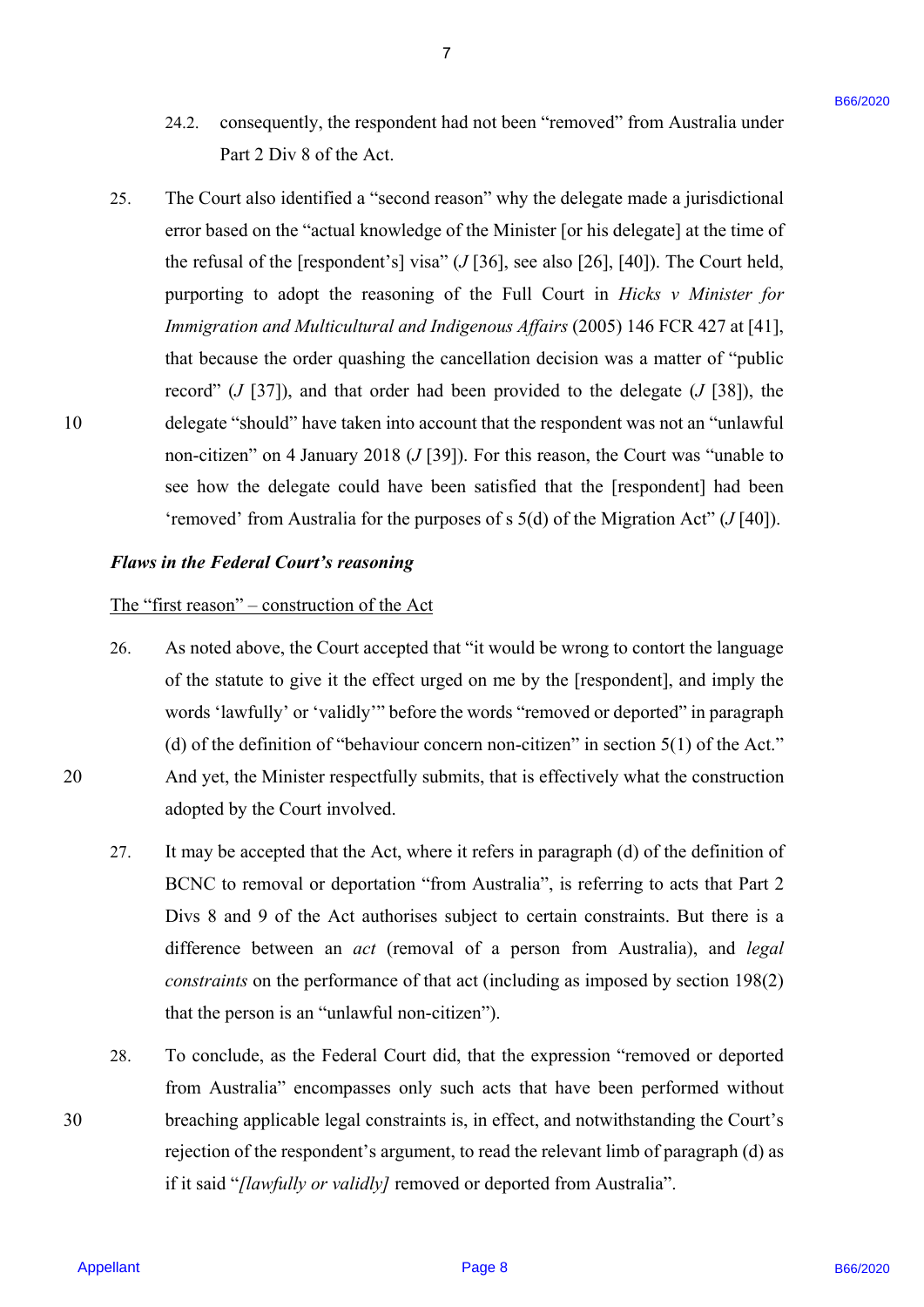24.2. consequently, the respondent had not been "removed" from Australia under Part 2 Div 8 of the Act.

25. The Court also identified a "second reason" why the delegate made a jurisdictional error based on the "actual knowledge of the Minister [or his delegate] at the time of the refusal of the [respondent's] visa" (*J* [36], see also [26], [40]). The Court held, purporting to adopt the reasoning of the Full Court in *Hicks v Minister for Immigration and Multicultural and Indigenous Affairs* (2005) 146 FCR 427 at [41], that because the order quashing the cancellation decision was a matter of "public record" (*J* [37]), and that order had been provided to the delegate (*J* [38]), the delegate "should" have taken into account that the respondent was not an "unlawful non-citizen" on 4 January 2018 (*J* [39]). For this reason, the Court was "unable to see how the delegate could have been satisfied that the [respondent] had been 'removed' from Australia for the purposes of s 5(d) of the Migration Act" (*J* [40]).

### *Flaws in the Federal Court's reasoning*

The "first reason" – construction of the Act

26. As noted above, the Court accepted that "it would be wrong to contort the language of the statute to give it the effect urged on me by the [respondent], and imply the words 'lawfully' or 'validly'" before the words "removed or deported" in paragraph (d) of the definition of "behaviour concern non-citizen" in section 5(1) of the Act." And yet, the Minister respectfully submits, that is effectively what the construction adopted by the Court involved.

27. It may be accepted that the Act, where it refers in paragraph (d) of the definition of BCNC to removal or deportation "from Australia", is referring to acts that Part 2 Divs 8 and 9 of the Act authorises subject to certain constraints. But there is a difference between an *act* (removal of a person from Australia), and *legal constraints* on the performance of that act (including as imposed by section 198(2) that the person is an "unlawful non-citizen").

28. To conclude, as the Federal Court did, that the expression "removed or deported from Australia" encompasses only such acts that have been performed without breaching applicable legal constraints is, in effect, and notwithstanding the Court's rejection of the respondent's argument, to read the relevant limb of paragraph (d) as if it said "*[lawfully or validly]* removed or deported from Australia".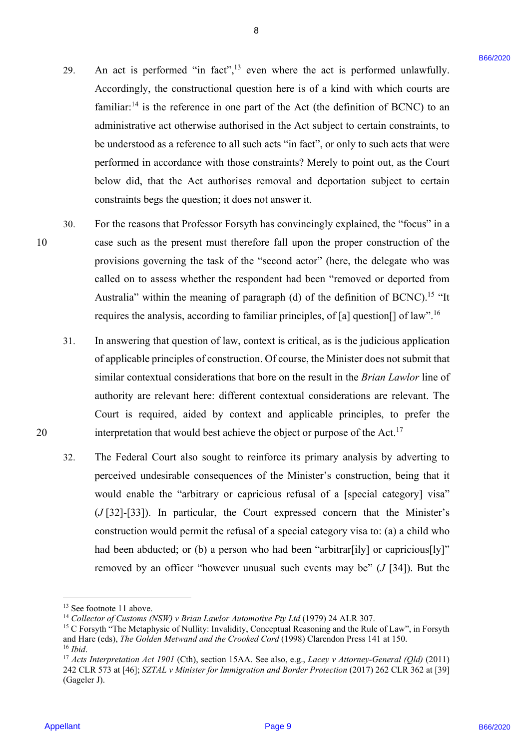29. An act is performed "in fact",[13] even where the act is performed unlawfully. Accordingly, the constructional question here is of a kind with which courts are familiar:[14] is the reference in one part of the Act (the definition of BCNC) to an administrative act otherwise authorised in the Act subject to certain constraints, to be understood as a reference to all such acts "in fact", or only to such acts that were performed in accordance with those constraints? Merely to point out, as the Court below did, that the Act authorises removal and deportation subject to certain constraints begs the question; it does not answer it.

30. For the reasons that Professor Forsyth has convincingly explained, the "focus" in a case such as the present must therefore fall upon the proper construction of the provisions governing the task of the "second actor" (here, the delegate who was called on to assess whether the respondent had been "removed or deported from Australia" within the meaning of paragraph (d) of the definition of BCNC).[15] "It requires the analysis, according to familiar principles, of [a] question[] of law".[16]

31. In answering that question of law, context is critical, as is the judicious application of applicable principles of construction. Of course, the Minister does not submit that similar contextual considerations that bore on the result in the *Brian Lawlor* line of authority are relevant here: different contextual considerations are relevant. The Court is required, aided by context and applicable principles, to prefer the interpretation that would best achieve the object or purpose of the Act.[17]

32. The Federal Court also sought to reinforce its primary analysis by adverting to perceived undesirable consequences of the Minister's construction, being that it would enable the "arbitrary or capricious refusal of a [special category] visa" (*J* [32]-[33]). In particular, the Court expressed concern that the Minister's construction would permit the refusal of a special category visa to: (a) a child who had been abducted; or (b) a person who had been "arbitrar[ily] or capricious[ly]" removed by an officer "however unusual such events may be" (*J* [34]). But the

---

[13] See footnote 11 above.

[14] *Collector of Customs (NSW) v Brian Lawlor Automotive Pty Ltd* (1979) 24 ALR 307.

[15] C Forsyth "The Metaphysic of Nullity: Invalidity, Conceptual Reasoning and the Rule of Law", in Forsyth and Hare (eds), *The Golden Metwand and the Crooked Cord* (1998) Clarendon Press 141 at 150.

[16] *Ibid*.

[17] *Acts Interpretation Act 1901* (Cth), section 15AA. See also, e.g., *Lacey v Attorney-General (Qld)* (2011) 242 CLR 573 at [46]; *SZTAL v Minister for Immigration and Border Protection* (2017) 262 CLR 362 at [39] (Gageler J).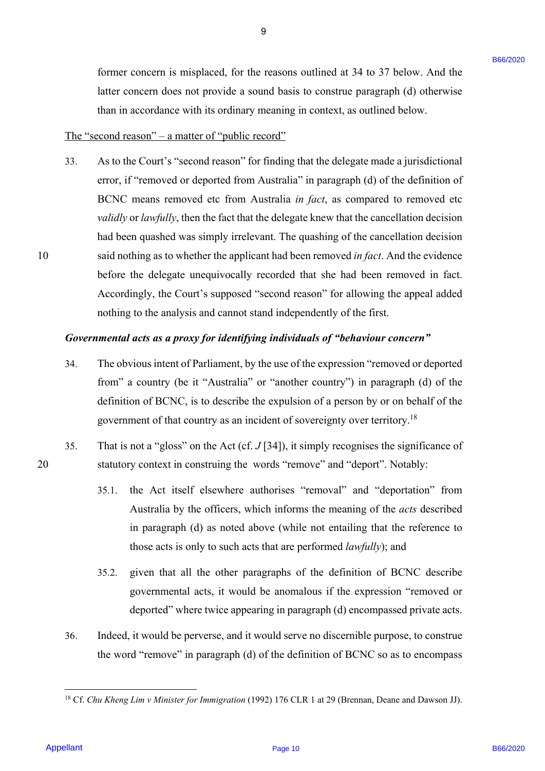former concern is misplaced, for the reasons outlined at 34 to 37 below. And the latter concern does not provide a sound basis to construe paragraph (d) otherwise than in accordance with its ordinary meaning in context, as outlined below.

<u>The "second reason" – a matter of "public record"</u>

33. As to the Court's "second reason" for finding that the delegate made a jurisdictional error, if "removed or deported from Australia" in paragraph (d) of the definition of BCNC means removed etc from Australia *in fact*, as compared to removed etc *validly* or *lawfully*, then the fact that the delegate knew that the cancellation decision had been quashed was simply irrelevant. The quashing of the cancellation decision said nothing as to whether the applicant had been removed *in fact*. And the evidence before the delegate unequivocally recorded that she had been removed in fact. Accordingly, the Court's supposed "second reason" for allowing the appeal added nothing to the analysis and cannot stand independently of the first.

***Governmental acts as a proxy for identifying individuals of "behaviour concern"***

34. The obvious intent of Parliament, by the use of the expression "removed or deported from" a country (be it "Australia" or "another country") in paragraph (d) of the definition of BCNC, is to describe the expulsion of a person by or on behalf of the government of that country as an incident of sovereignty over territory.[18]

35. That is not a "gloss" on the Act (cf. *J* [34]), it simply recognises the significance of statutory context in construing the words "remove" and "deport". Notably:

    35.1. the Act itself elsewhere authorises "removal" and "deportation" from Australia by the officers, which informs the meaning of the *acts* described in paragraph (d) as noted above (while not entailing that the reference to those acts is only to such acts that are performed *lawfully*); and

    35.2. given that all the other paragraphs of the definition of BCNC describe governmental acts, it would be anomalous if the expression "removed or deported" where twice appearing in paragraph (d) encompassed private acts.

36. Indeed, it would be perverse, and it would serve no discernible purpose, to construe the word "remove" in paragraph (d) of the definition of BCNC so as to encompass

---

[18] Cf. *Chu Kheng Lim v Minister for Immigration* (1992) 176 CLR 1 at 29 (Brennan, Deane and Dawson JJ).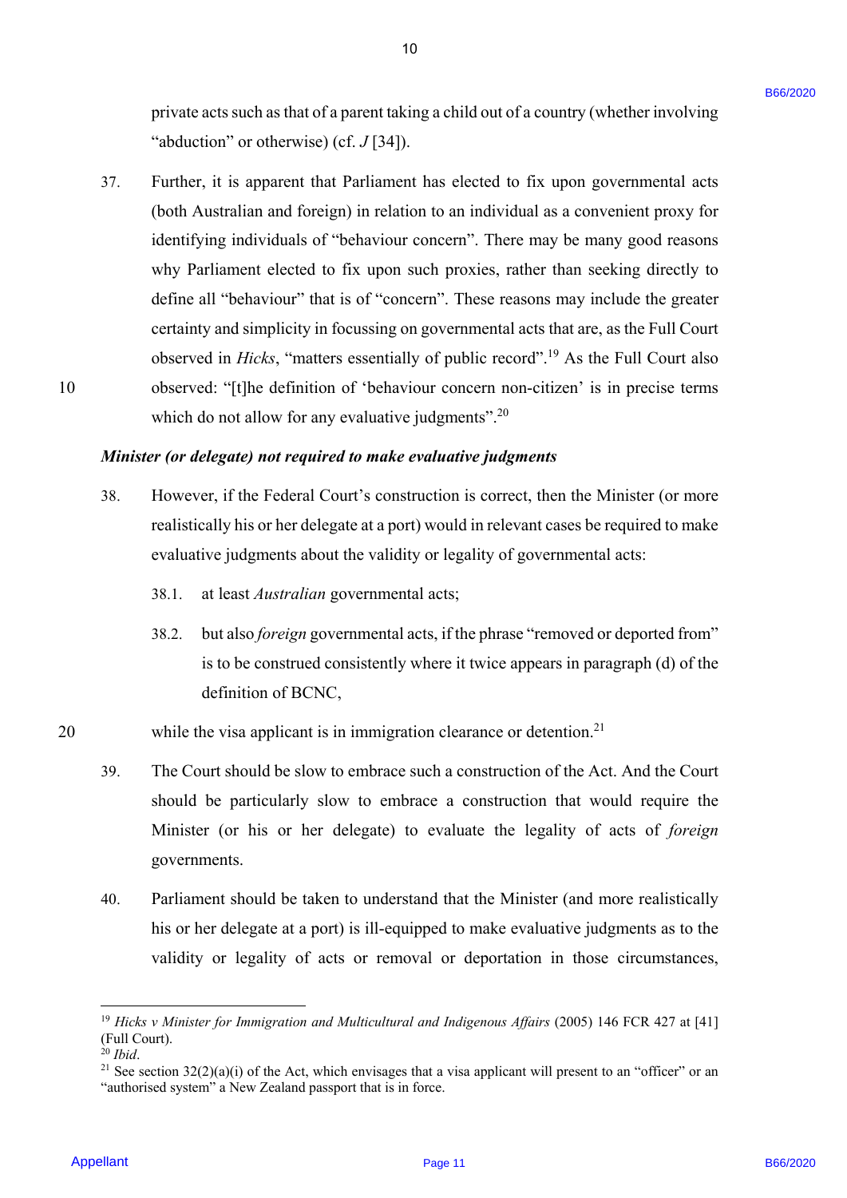private acts such as that of a parent taking a child out of a country (whether involving "abduction" or otherwise) (cf. *J* [34]).

37. Further, it is apparent that Parliament has elected to fix upon governmental acts (both Australian and foreign) in relation to an individual as a convenient proxy for identifying individuals of "behaviour concern". There may be many good reasons why Parliament elected to fix upon such proxies, rather than seeking directly to define all "behaviour" that is of "concern". These reasons may include the greater certainty and simplicity in focussing on governmental acts that are, as the Full Court observed in *Hicks*, "matters essentially of public record".[19] As the Full Court also observed: "[t]he definition of 'behaviour concern non-citizen' is in precise terms which do not allow for any evaluative judgments".[20]

***Minister (or delegate) not required to make evaluative judgments***

38. However, if the Federal Court's construction is correct, then the Minister (or more realistically his or her delegate at a port) would in relevant cases be required to make evaluative judgments about the validity or legality of governmental acts:

    38.1. at least *Australian* governmental acts;

    38.2. but also *foreign* governmental acts, if the phrase "removed or deported from" is to be construed consistently where it twice appears in paragraph (d) of the definition of BCNC,

    while the visa applicant is in immigration clearance or detention.[21]

39. The Court should be slow to embrace such a construction of the Act. And the Court should be particularly slow to embrace a construction that would require the Minister (or his or her delegate) to evaluate the legality of acts of *foreign* governments.

40. Parliament should be taken to understand that the Minister (and more realistically his or her delegate at a port) is ill-equipped to make evaluative judgments as to the validity or legality of acts or removal or deportation in those circumstances,

---

[19] *Hicks v Minister for Immigration and Multicultural and Indigenous Affairs* (2005) 146 FCR 427 at [41] (Full Court).

[20] *Ibid*.

[21] See section 32(2)(a)(i) of the Act, which envisages that a visa applicant will present to an "officer" or an "authorised system" a New Zealand passport that is in force.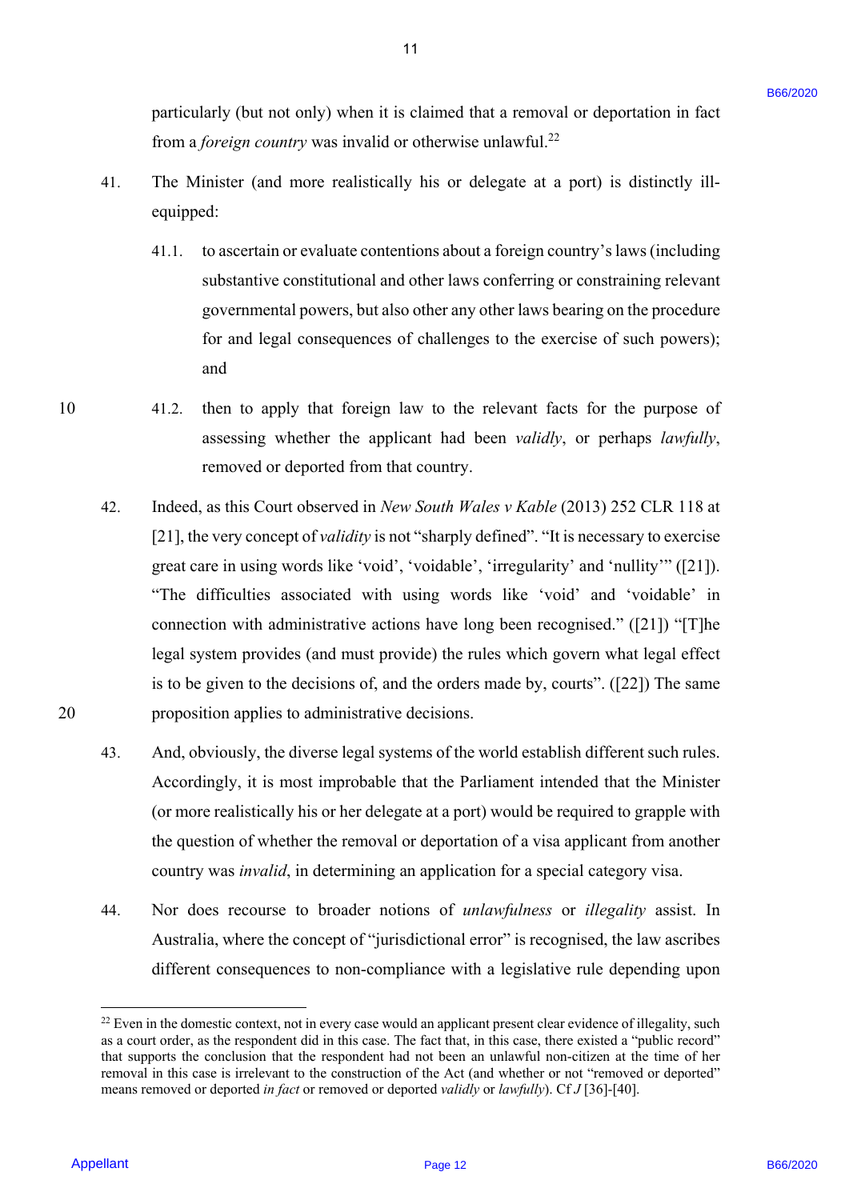particularly (but not only) when it is claimed that a removal or deportation in fact from a *foreign country* was invalid or otherwise unlawful.[22]

41. The Minister (and more realistically his or delegate at a port) is distinctly ill-equipped:

 41.1. to ascertain or evaluate contentions about a foreign country's laws (including substantive constitutional and other laws conferring or constraining relevant governmental powers, but also other any other laws bearing on the procedure for and legal consequences of challenges to the exercise of such powers); and

 41.2. then to apply that foreign law to the relevant facts for the purpose of assessing whether the applicant had been *validly*, or perhaps *lawfully*, removed or deported from that country.

42. Indeed, as this Court observed in *New South Wales v Kable* (2013) 252 CLR 118 at [21], the very concept of *validity* is not "sharply defined". "It is necessary to exercise great care in using words like 'void', 'voidable', 'irregularity' and 'nullity'" ([21]). "The difficulties associated with using words like 'void' and 'voidable' in connection with administrative actions have long been recognised." ([21]) "[T]he legal system provides (and must provide) the rules which govern what legal effect is to be given to the decisions of, and the orders made by, courts". ([22]) The same proposition applies to administrative decisions.

43. And, obviously, the diverse legal systems of the world establish different such rules. Accordingly, it is most improbable that the Parliament intended that the Minister (or more realistically his or her delegate at a port) would be required to grapple with the question of whether the removal or deportation of a visa applicant from another country was *invalid*, in determining an application for a special category visa.

44. Nor does recourse to broader notions of *unlawfulness* or *illegality* assist. In Australia, where the concept of "jurisdictional error" is recognised, the law ascribes different consequences to non-compliance with a legislative rule depending upon

---

[22] Even in the domestic context, not in every case would an applicant present clear evidence of illegality, such as a court order, as the respondent did in this case. The fact that, in this case, there existed a "public record" that supports the conclusion that the respondent had not been an unlawful non-citizen at the time of her removal in this case is irrelevant to the construction of the Act (and whether or not "removed or deported" means removed or deported *in fact* or removed or deported *validly* or *lawfully*). Cf *J* [36]-[40].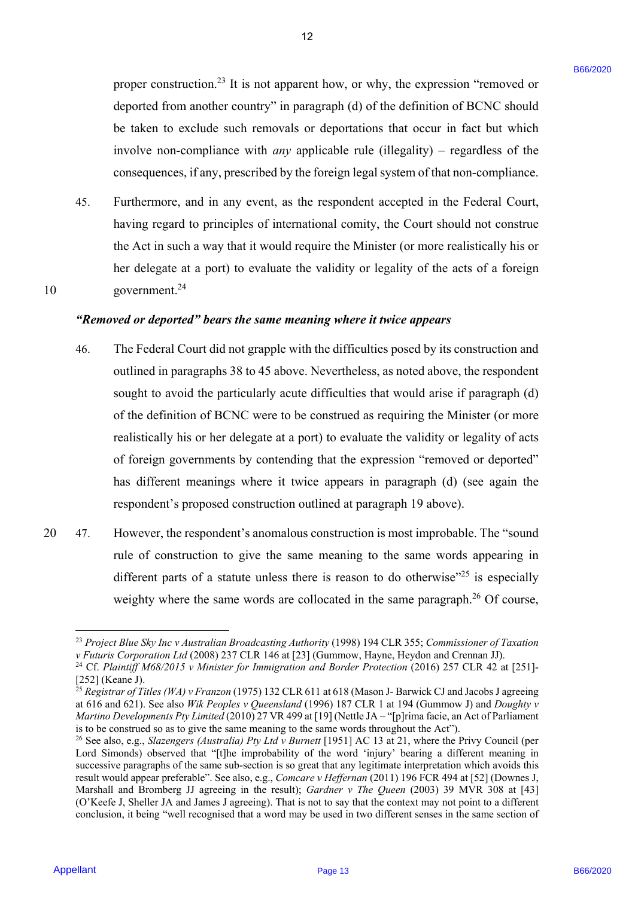proper construction.[23] It is not apparent how, or why, the expression "removed or deported from another country" in paragraph (d) of the definition of BCNC should be taken to exclude such removals or deportations that occur in fact but which involve non-compliance with *any* applicable rule (illegality) – regardless of the consequences, if any, prescribed by the foreign legal system of that non-compliance.

45. Furthermore, and in any event, as the respondent accepted in the Federal Court, having regard to principles of international comity, the Court should not construe the Act in such a way that it would require the Minister (or more realistically his or her delegate at a port) to evaluate the validity or legality of the acts of a foreign government.[24]

***"Removed or deported" bears the same meaning where it twice appears***

46. The Federal Court did not grapple with the difficulties posed by its construction and outlined in paragraphs 38 to 45 above. Nevertheless, as noted above, the respondent sought to avoid the particularly acute difficulties that would arise if paragraph (d) of the definition of BCNC were to be construed as requiring the Minister (or more realistically his or her delegate at a port) to evaluate the validity or legality of acts of foreign governments by contending that the expression "removed or deported" has different meanings where it twice appears in paragraph (d) (see again the respondent's proposed construction outlined at paragraph 19 above).

47. However, the respondent's anomalous construction is most improbable. The "sound rule of construction to give the same meaning to the same words appearing in different parts of a statute unless there is reason to do otherwise"[25] is especially weighty where the same words are collocated in the same paragraph.[26] Of course,

---

[23] *Project Blue Sky Inc v Australian Broadcasting Authority* (1998) 194 CLR 355; *Commissioner of Taxation v Futuris Corporation Ltd* (2008) 237 CLR 146 at [23] (Gummow, Hayne, Heydon and Crennan JJ).

[24] Cf. *Plaintiff M68/2015 v Minister for Immigration and Border Protection* (2016) 257 CLR 42 at [251]-[252] (Keane J).

[25] *Registrar of Titles (WA) v Franzon* (1975) 132 CLR 611 at 618 (Mason J- Barwick CJ and Jacobs J agreeing at 616 and 621). See also *Wik Peoples v Queensland* (1996) 187 CLR 1 at 194 (Gummow J) and *Doughty v Martino Developments Pty Limited* (2010) 27 VR 499 at [19] (Nettle JA – "[p]rima facie, an Act of Parliament is to be construed so as to give the same meaning to the same words throughout the Act").

[26] See also, e.g., *Slazengers (Australia) Pty Ltd v Burnett* [1951] AC 13 at 21, where the Privy Council (per Lord Simonds) observed that "[t]he improbability of the word 'injury' bearing a different meaning in successive paragraphs of the same sub-section is so great that any legitimate interpretation which avoids this result would appear preferable". See also, e.g., *Comcare v Heffernan* (2011) 196 FCR 494 at [52] (Downes J, Marshall and Bromberg JJ agreeing in the result); *Gardner v The Queen* (2003) 39 MVR 308 at [43] (O'Keefe J, Sheller JA and James J agreeing). That is not to say that the context may not point to a different conclusion, it being "well recognised that a word may be used in two different senses in the same section of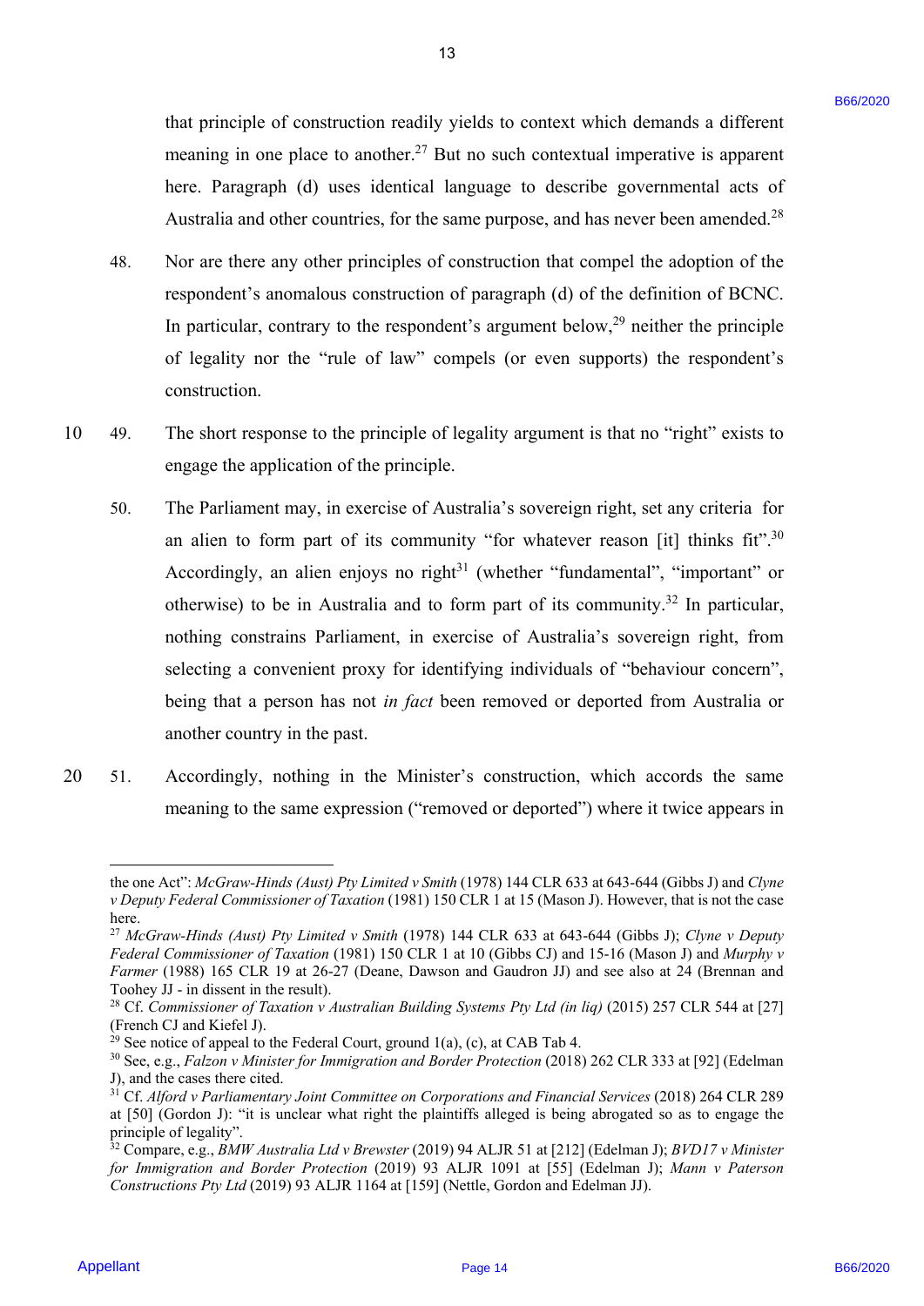that principle of construction readily yields to context which demands a different meaning in one place to another.[27] But no such contextual imperative is apparent here. Paragraph (d) uses identical language to describe governmental acts of Australia and other countries, for the same purpose, and has never been amended.[28]

48. Nor are there any other principles of construction that compel the adoption of the respondent's anomalous construction of paragraph (d) of the definition of BCNC. In particular, contrary to the respondent's argument below,[29] neither the principle of legality nor the "rule of law" compels (or even supports) the respondent's construction.

49. The short response to the principle of legality argument is that no "right" exists to engage the application of the principle.

50. The Parliament may, in exercise of Australia's sovereign right, set any criteria for an alien to form part of its community "for whatever reason [it] thinks fit".[30] Accordingly, an alien enjoys no right[31] (whether "fundamental", "important" or otherwise) to be in Australia and to form part of its community.[32] In particular, nothing constrains Parliament, in exercise of Australia's sovereign right, from selecting a convenient proxy for identifying individuals of "behaviour concern", being that a person has not *in fact* been removed or deported from Australia or another country in the past.

51. Accordingly, nothing in the Minister's construction, which accords the same meaning to the same expression ("removed or deported") where it twice appears in

---

the one Act": *McGraw-Hinds (Aust) Pty Limited v Smith* (1978) 144 CLR 633 at 643-644 (Gibbs J) and *Clyne v Deputy Federal Commissioner of Taxation* (1981) 150 CLR 1 at 15 (Mason J). However, that is not the case here.

[27] *McGraw-Hinds (Aust) Pty Limited v Smith* (1978) 144 CLR 633 at 643-644 (Gibbs J); *Clyne v Deputy Federal Commissioner of Taxation* (1981) 150 CLR 1 at 10 (Gibbs CJ) and 15-16 (Mason J) and *Murphy v Farmer* (1988) 165 CLR 19 at 26-27 (Deane, Dawson and Gaudron JJ) and see also at 24 (Brennan and Toohey JJ - in dissent in the result).

[28] Cf. *Commissioner of Taxation v Australian Building Systems Pty Ltd (in liq)* (2015) 257 CLR 544 at [27] (French CJ and Kiefel J).

[29] See notice of appeal to the Federal Court, ground 1(a), (c), at CAB Tab 4.

[30] See, e.g., *Falzon v Minister for Immigration and Border Protection* (2018) 262 CLR 333 at [92] (Edelman J), and the cases there cited.

[31] Cf. *Alford v Parliamentary Joint Committee on Corporations and Financial Services* (2018) 264 CLR 289 at [50] (Gordon J): "it is unclear what right the plaintiffs alleged is being abrogated so as to engage the principle of legality".

[32] Compare, e.g., *BMW Australia Ltd v Brewster* (2019) 94 ALJR 51 at [212] (Edelman J); *BVD17 v Minister for Immigration and Border Protection* (2019) 93 ALJR 1091 at [55] (Edelman J); *Mann v Paterson Constructions Pty Ltd* (2019) 93 ALJR 1164 at [159] (Nettle, Gordon and Edelman JJ).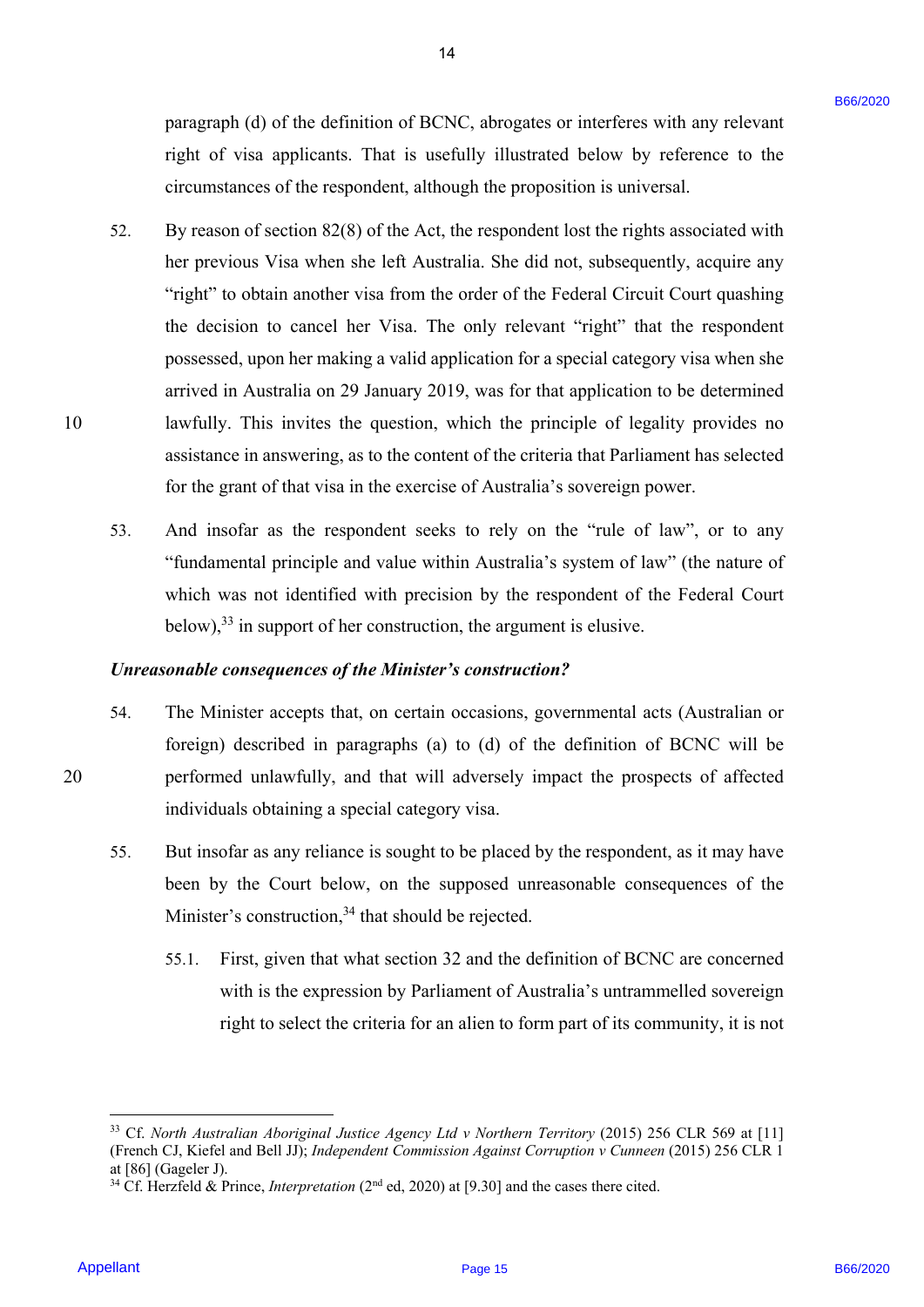paragraph (d) of the definition of BCNC, abrogates or interferes with any relevant right of visa applicants. That is usefully illustrated below by reference to the circumstances of the respondent, although the proposition is universal.

52. By reason of section 82(8) of the Act, the respondent lost the rights associated with her previous Visa when she left Australia. She did not, subsequently, acquire any "right" to obtain another visa from the order of the Federal Circuit Court quashing the decision to cancel her Visa. The only relevant "right" that the respondent possessed, upon her making a valid application for a special category visa when she arrived in Australia on 29 January 2019, was for that application to be determined lawfully. This invites the question, which the principle of legality provides no assistance in answering, as to the content of the criteria that Parliament has selected for the grant of that visa in the exercise of Australia's sovereign power.

53. And insofar as the respondent seeks to rely on the "rule of law", or to any "fundamental principle and value within Australia's system of law" (the nature of which was not identified with precision by the respondent of the Federal Court below),[33] in support of her construction, the argument is elusive.

***Unreasonable consequences of the Minister's construction?***

54. The Minister accepts that, on certain occasions, governmental acts (Australian or foreign) described in paragraphs (a) to (d) of the definition of BCNC will be performed unlawfully, and that will adversely impact the prospects of affected individuals obtaining a special category visa.

55. But insofar as any reliance is sought to be placed by the respondent, as it may have been by the Court below, on the supposed unreasonable consequences of the Minister's construction,[34] that should be rejected.

 55.1. First, given that what section 32 and the definition of BCNC are concerned with is the expression by Parliament of Australia's untrammelled sovereign right to select the criteria for an alien to form part of its community, it is not

---

[33] Cf. *North Australian Aboriginal Justice Agency Ltd v Northern Territory* (2015) 256 CLR 569 at [11] (French CJ, Kiefel and Bell JJ); *Independent Commission Against Corruption v Cunneen* (2015) 256 CLR 1 at [86] (Gageler J).

[34] Cf. Herzfeld & Prince, *Interpretation* (2nd ed, 2020) at [9.30] and the cases there cited.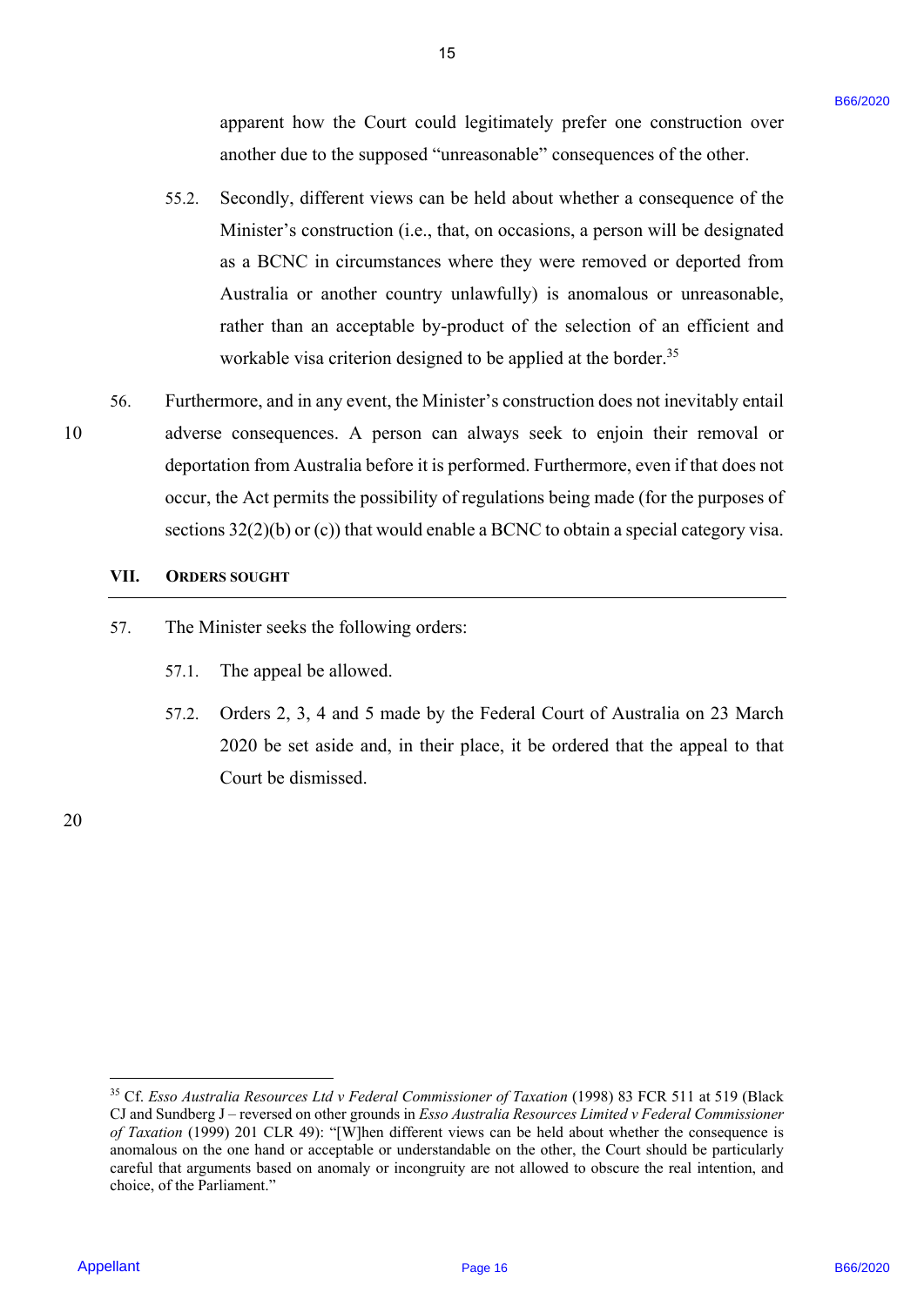apparent how the Court could legitimately prefer one construction over another due to the supposed "unreasonable" consequences of the other.

55.2. Secondly, different views can be held about whether a consequence of the Minister's construction (i.e., that, on occasions, a person will be designated as a BCNC in circumstances where they were removed or deported from Australia or another country unlawfully) is anomalous or unreasonable, rather than an acceptable by-product of the selection of an efficient and workable visa criterion designed to be applied at the border.[35]

56. Furthermore, and in any event, the Minister's construction does not inevitably entail adverse consequences. A person can always seek to enjoin their removal or deportation from Australia before it is performed. Furthermore, even if that does not occur, the Act permits the possibility of regulations being made (for the purposes of sections 32(2)(b) or (c)) that would enable a BCNC to obtain a special category visa.

## VII. ORDERS SOUGHT

57. The Minister seeks the following orders:

57.1. The appeal be allowed.

57.2. Orders 2, 3, 4 and 5 made by the Federal Court of Australia on 23 March 2020 be set aside and, in their place, it be ordered that the appeal to that Court be dismissed.

---

[35] Cf. *Esso Australia Resources Ltd v Federal Commissioner of Taxation* (1998) 83 FCR 511 at 519 (Black CJ and Sundberg J – reversed on other grounds in *Esso Australia Resources Limited v Federal Commissioner of Taxation* (1999) 201 CLR 49): "[W]hen different views can be held about whether the consequence is anomalous on the one hand or acceptable or understandable on the other, the Court should be particularly careful that arguments based on anomaly or incongruity are not allowed to obscure the real intention, and choice, of the Parliament."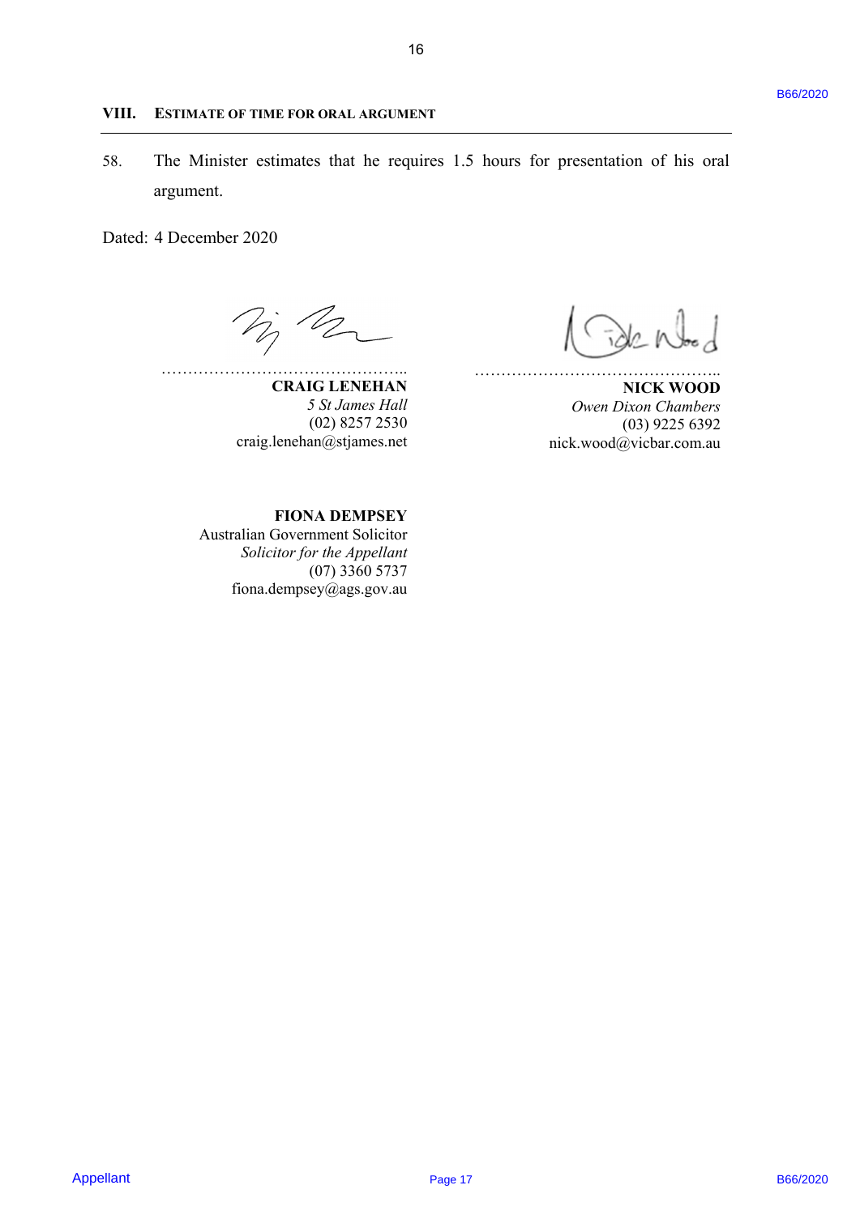## VIII. ESTIMATE OF TIME FOR ORAL ARGUMENT

58. The Minister estimates that he requires 1.5 hours for presentation of his oral argument.

Dated: 4 December 2020

……………………………………..
**CRAIG LENEHAN**
*5 St James Hall*
(02) 8257 2530
craig.lenehan@stjames.net

……………………………………..
**NICK WOOD**
*Owen Dixon Chambers*
(03) 9225 6392
nick.wood@vicbar.com.au

**FIONA DEMPSEY**
Australian Government Solicitor
*Solicitor for the Appellant*
(07) 3360 5737
fiona.dempsey@ags.gov.au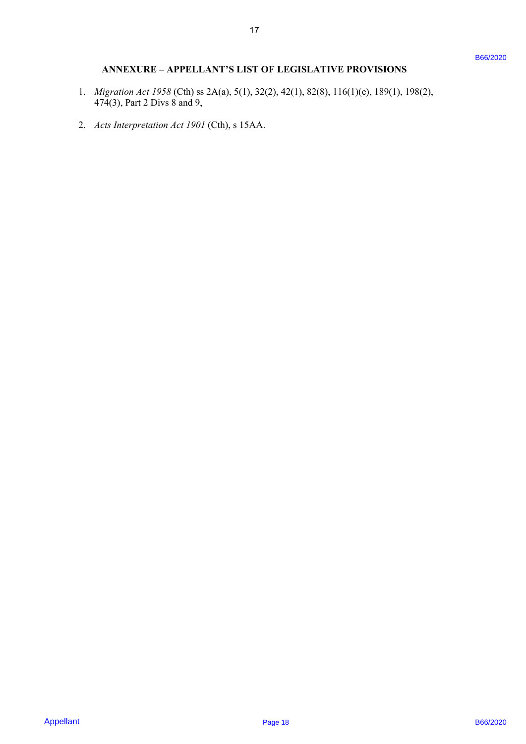## ANNEXURE – APPELLANT'S LIST OF LEGISLATIVE PROVISIONS

1. *Migration Act 1958* (Cth) ss 2A(a), 5(1), 32(2), 42(1), 82(8), 116(1)(e), 189(1), 198(2), 474(3), Part 2 Divs 8 and 9,

2. *Acts Interpretation Act 1901* (Cth), s 15AA.